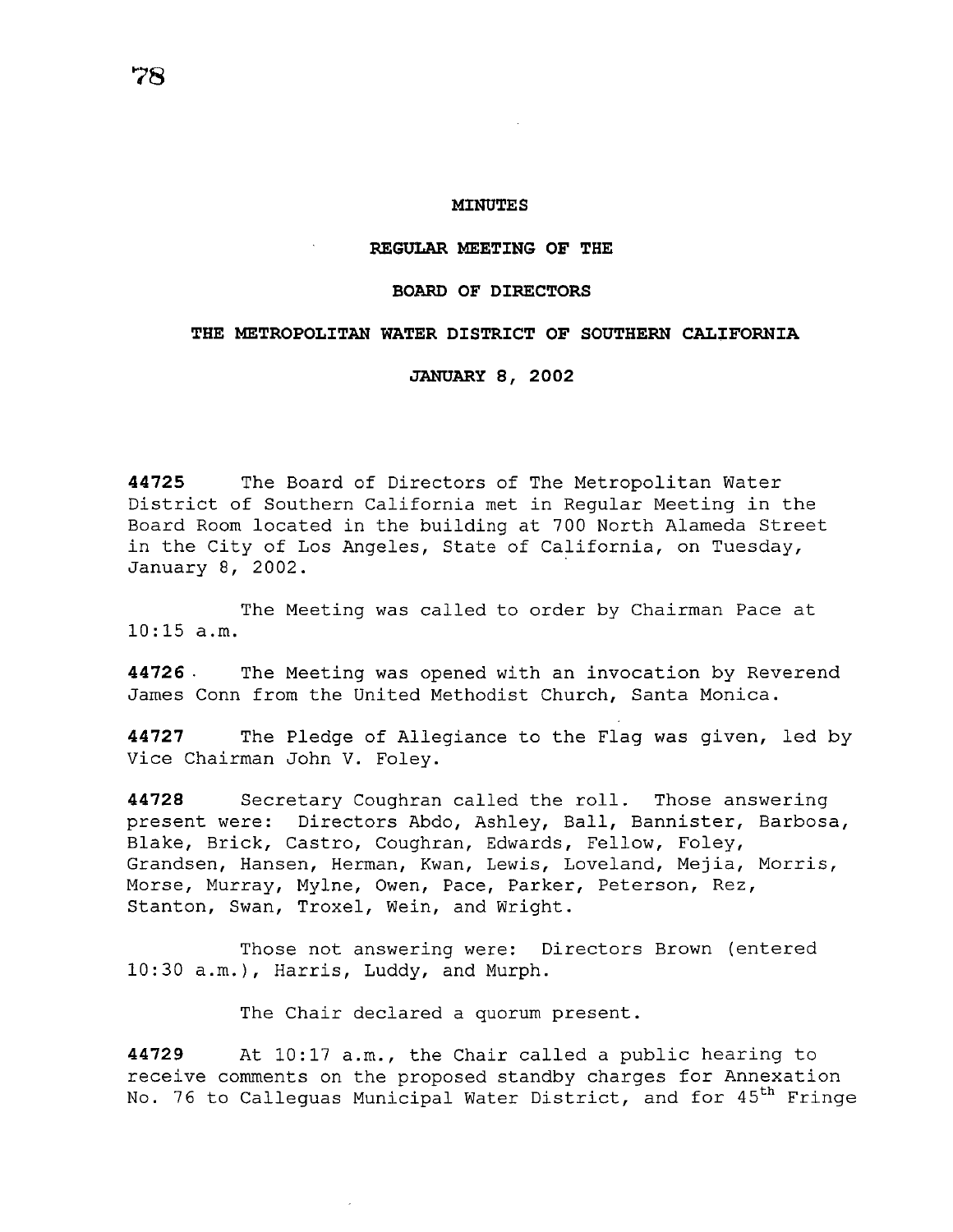# MINUTES

## REGULAR MEETING OF THE

## BOARD OF DIRECTORS

## THE METROPOLITAN WATER DISTRICT OF SOUTHERN CALIFORNIA

## JANUARY 8, 2002

**44725** The Board of Directors of The Metropolitan Water District of Southern California met in Regular Meeting in the Board Room located in the building at 700 North Alameda Street in the City of Los Angeles, State of California, on Tuesday, January 8, 2002.

The Meeting was called to order by Chairman Pace at 10:15 a.m.

**44726** The Meeting was opened with an invocation by Reverend James Conn from the United Methodist Church, Santa Monica.

**44727** The Pledge of Allegiance to the Flag was given, led by Vice Chairman John V. Foley.

**44728** Secretary Coughran called the roll. Those answering present were: Directors Abdo, Ashley, Ball, Bannister, Barbosa, Blake, Brick, Castro, Coughran, Edwards, Fellow, Foley, Grandsen, Hansen, Herman, Kwan, Lewis, Loveland, Mejia, Morris, Morse, Murray, Mylne, Owen, Pace, Parker, Peterson, Rez, Stanton, Swan, Troxel, Wein, and Wright.

Those not answering were: Directors Brown (entered 10:30 a.m.), Harris, Luddy, and Murph.

The Chair declared a quorum present.

**44729** At 10:17 a.m., the Chair called a public hearing to receive comments on the proposed standby charges for Annexation No. 76 to Calleguas Municipal Water District, and for 45th Fringe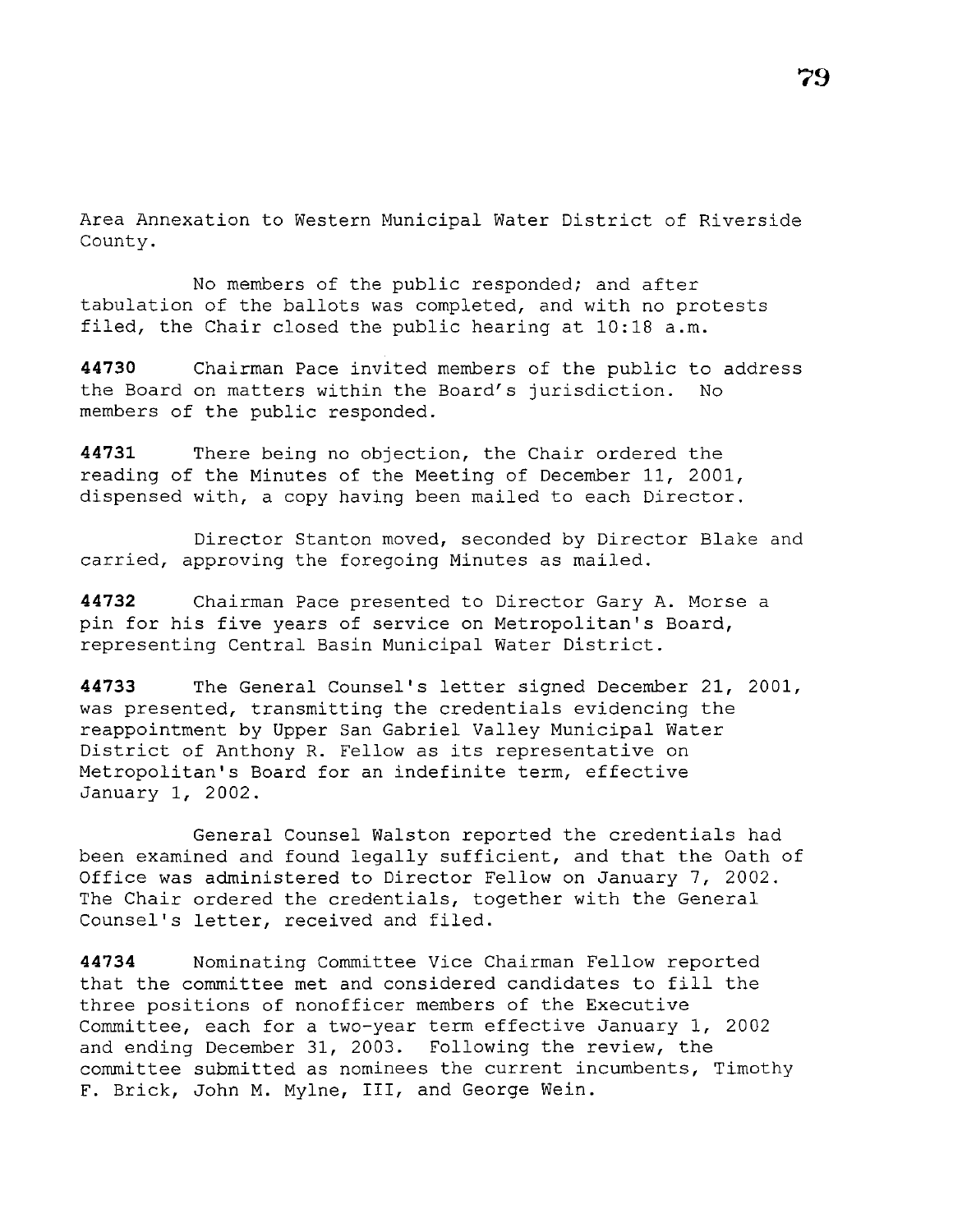Area Annexation to Western Municipal Water District of Riverside County.

No members of the public responded; and after tabulation of the ballots was completed, and with no protests filed, the Chair closed the public hearing at 10:18 a.m.

**44730** Chairman Pace invited members of the public to address the Board on matters within the Board's jurisdiction. No members of the public responded.

**44731** There being no objection, the Chair ordered the reading of the Minutes of the Meeting of December 11, 2001, dispensed with, a copy having been mailed to each Director.

Director Stanton moved, seconded by Director Blake and carried, approving the foregoing Minutes as mailed.

**44732** Chairman Pace presented to Director Gary A. Morse a pin for his five years of service on Metropolitan's Board, representing Central Basin Municipal Water District.

**44733** The General Counsel's letter signed December 21, 2001, was presented, transmitting the credentials evidencing the reappointment by Upper San Gabriel Valley Municipal Water District of Anthony R. Fellow as its representative on Metropolitan's Board for an indefinite term, effective January 1, 2002.

General Counsel Walston reported the credentials had been examined and found legally sufficient, and that the Oath of Office was administered to Director Fellow on January 7, 2002. The Chair ordered the credentials, together with the General Counsel's letter, received and filed.

**44734** Nominating Committee Vice Chairman Fellow reported that the committee met and considered candidates to fill the three positions of nonofficer members of the Executive Committee, each for a two-year term effective January 1, 2002 and ending December 31, 2003. Following the review, the committee submitted as nominees the current incumbents, Timothy F. Brick, John M. Mylne, III, and George Wein.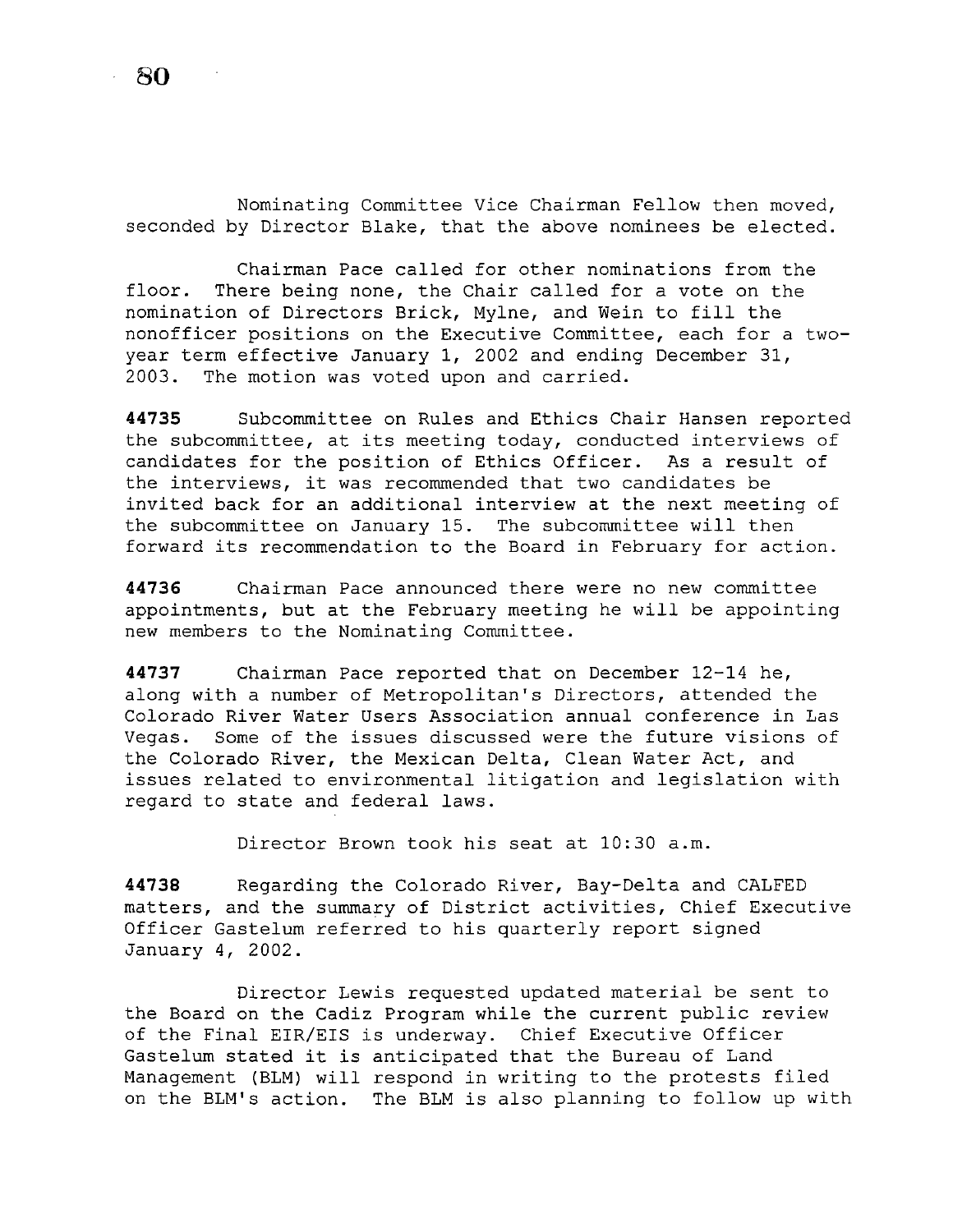Nominating Committee Vice Chairman Fellow then moved, seconded by Director Blake, that the above nominees be elected.

Chairman Pace called for other nominations from the floor. There being none, the Chair called for a vote on the nomination of Directors Brick, Mylne, and Wein to fill the nonofficer positions on the Executive Committee, each for a two-year term effective January 1, 2002 and ending December 31, 2003. The motion was voted upon and carried.

**44735** Subcommittee on Rules and Ethics Chair Hansen reported the subcommittee, at its meeting today, conducted interviews of candidates for the position of Ethics Officer. As a result of the interviews, it was recommended that two candidates be invited back for an additional interview at the next meeting of the subcommittee on January 15. The subcommittee will then forward its recommendation to the Board in February for action.

**44736** Chairman Pace announced there were no new committee appointments, but at the February meeting he will be appointing new members to the Nominating Committee.

**44737** Chairman Pace reported that on December 12-14 he, along with a number of Metropolitan's Directors, attended the Colorado River Water Users Association annual conference in Las Vegas. Some of the issues discussed were the future visions of the Colorado River, the Mexican Delta, Clean Water Act, and issues related to environmental litigation and legislation with regard to state and federal laws.

Director Brown took his seat at 10:30 a.m.

**44738** Regarding the Colorado River, Bay-Delta and CALFED matters, and the summary of District activities, Chief Executive Officer Gastelum referred to his quarterly report signed January 4, 2002.

Director Lewis requested updated material be sent to the Board on the Cadiz Program while the current public review of the Final EIR/EIS is underway. Chief Executive Officer Gastelum stated it is anticipated that the Bureau of Land Management (BLM) will respond in writing to the protests filed on the BLM's action. The BLM is also planning to follow up with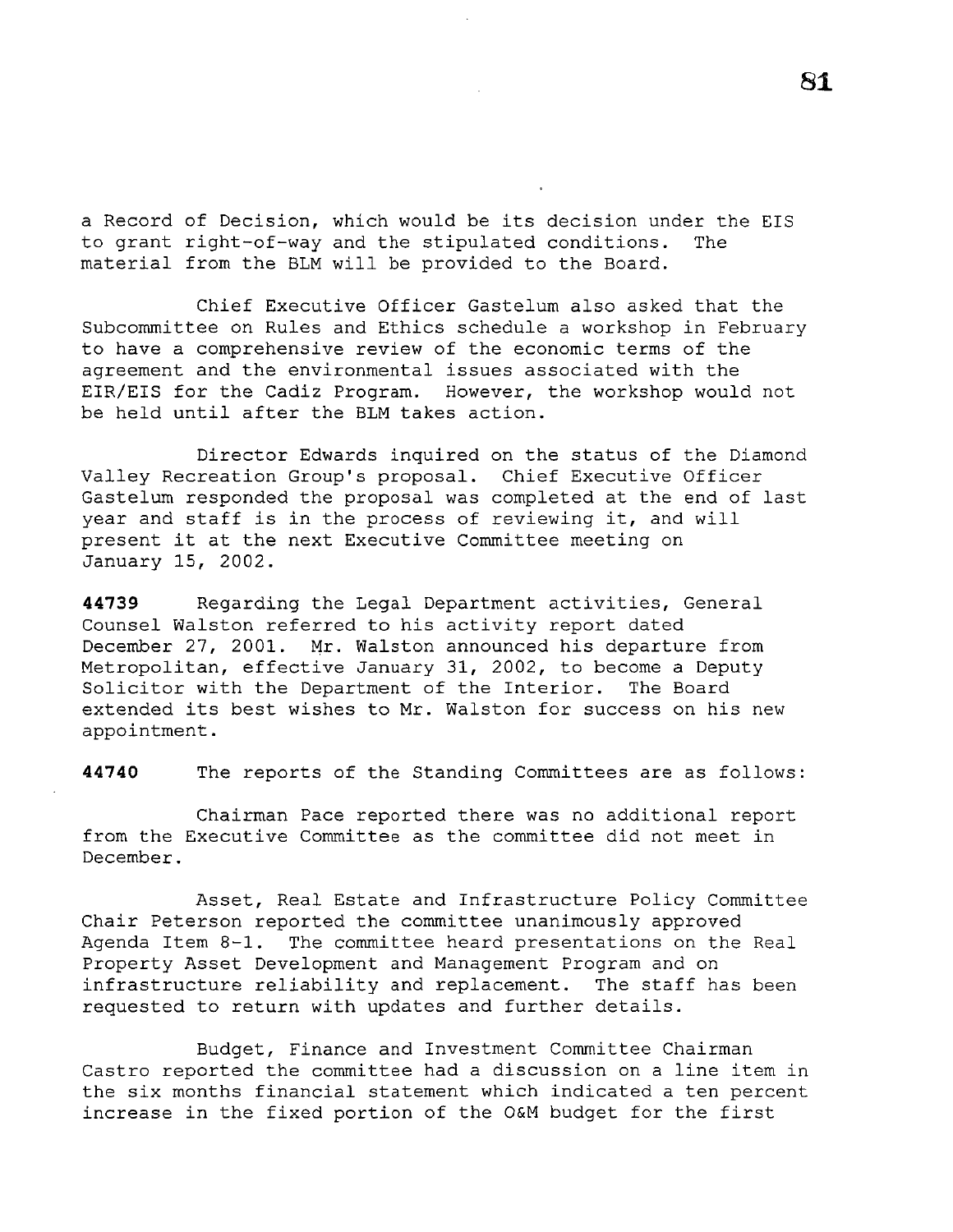a Record of Decision, which would be its decision under the EIS to grant right-of-way and the stipulated conditions. The material from the BLM will be provided to the Board.

Chief Executive Officer Gastelum also asked that the Subcommittee on Rules and Ethics schedule a workshop in February to have a comprehensive review of the economic terms of the agreement and the environmental issues associated with the EIR/EIS for the Cadiz Program. However, the workshop would not be held until after the BLM takes action.

Director Edwards inquired on the status of the Diamond Valley Recreation Group's proposal. Chief Executive Officer Gastelum responded the proposal was completed at the end of last year and staff is in the process of reviewing it, and will present it at the next Executive Committee meeting on January 15, 2002.

**44739** Regarding the Legal Department activities, General Counsel Walston referred to his activity report dated December 27, 2001. Mr. Walston announced his departure from Metropolitan, effective January 31, 2002, to become a Deputy Solicitor with the Department of the Interior. The Board extended its best wishes to Mr. Walston for success on his new appointment.

**44740** The reports of the Standing Committees are as follows:

Chairman Pace reported there was no additional report from the Executive Committee as the committee did not meet in December.

Asset, Real Estate and Infrastructure Policy Committee Chair Peterson reported the committee unanimously approved Agenda Item 8-1. The committee heard presentations on the Real Property Asset Development and Management Program and on infrastructure reliability and replacement. The staff has been requested to return with updates and further details.

Budget, Finance and Investment Committee Chairman Castro reported the committee had a discussion on a line item in the six months financial statement which indicated a ten percent increase in the fixed portion of the O&M budget for the first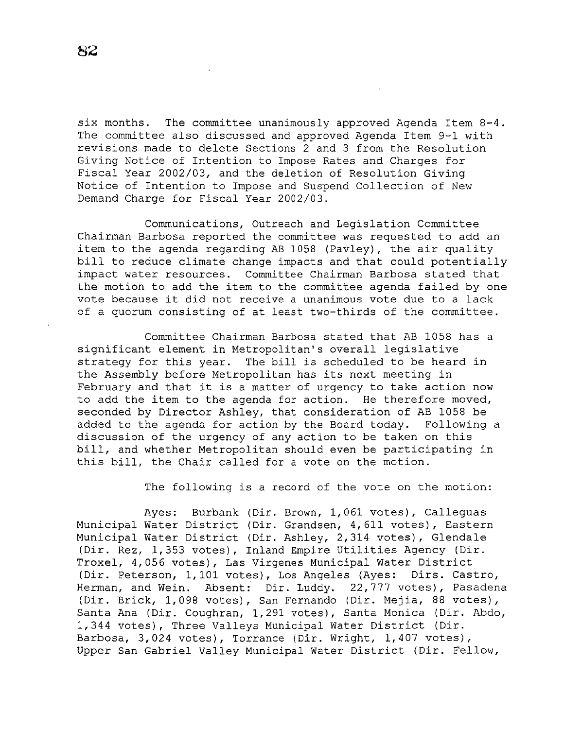six months. The committee unanimously approved Agenda Item 8-4. The committee also discussed and approved Agenda Item 9-1 with revisions made to delete Sections 2 and 3 from the Resolution Giving Notice of Intention to Impose Rates and Charges for Fiscal Year 2002/03, and the deletion of Resolution Giving Notice of Intention to Impose and Suspend Collection of New Demand Charge for Fiscal Year 2002/03.

Communications, Outreach and Legislation Committee Chairman Barbosa reported the committee was requested to add an item to the agenda regarding AB 1058 (Pavley), the air quality bill to reduce climate change impacts and that could potentially impact water resources. Committee Chairman Barbosa stated that the motion to add the item to the committee agenda failed by one vote because it did not receive a unanimous vote due to a lack of a quorum consisting of at least two-thirds of the committee.

Committee Chairman Barbosa stated that AB 1058 has a significant element in Metropolitan's overall legislative strategy for this year. The bill is scheduled to be heard in the Assembly before Metropolitan has its next meeting in February and that it is a matter of urgency to take action now to add the item to the agenda for action. He therefore moved, seconded by Director Ashley, that consideration of AB 1058 be added to the agenda for action by the Board today. Following a discussion of the urgency of any action to be taken on this bill, and whether Metropolitan should even be participating in this bill, the Chair called for a vote on the motion.

The following is a record of the vote on the motion:

Ayes: Burbank (Dir. Brown, 1,061 votes), Calleguas Municipal Water District (Dir. Grandsen, 4,611 votes), Eastern Municipal Water District (Dir. Ashley, 2,314 votes), Glendale (Dir. Rez, 1,353 votes), Inland Empire Utilities Agency (Dir. Troxel, 4,056 votes), Las Virgenes Municipal Water District (Dir. Peterson, 1,101 votes), Los Angeles (Ayes: Dirs. Castro, Herman, and Wein. Absent: Dir. Luddy. 22,777 votes), Pasadena (Dir. Brick, 1,098 votes), San Fernando (Dir. Mejia, 88 votes), Santa Ana (Dir. Coughran, 1,291 votes), Santa Monica (Dir. Abdo, 1,344 votes), Three Valleys Municipal Water District (Dir. Barbosa, 3,024 votes), Torrance (Dir. Wright, 1,407 votes), Upper San Gabriel Valley Municipal Water District (Dir. Fellow,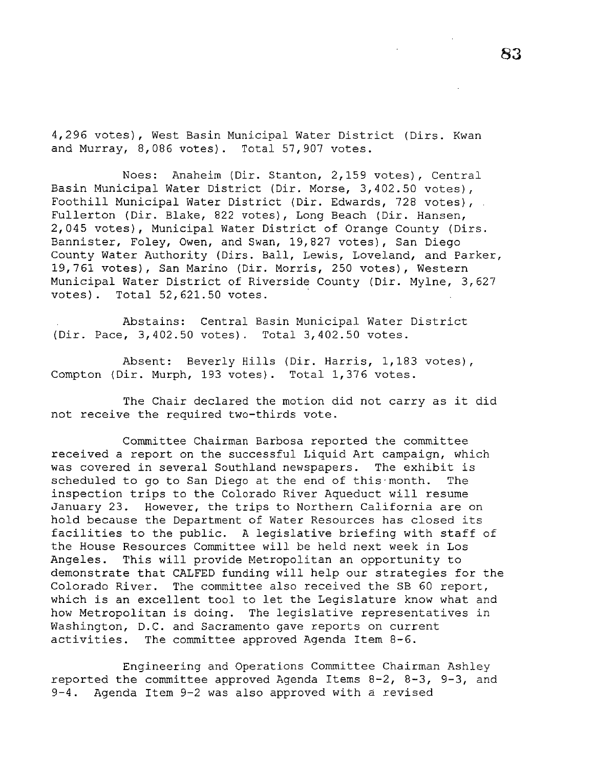4,296 votes), West Basin Municipal Water District (Dirs. Kwan and Murray, 8,086 votes). Total 57,907 votes.

Noes: Anaheim (Dir. Stanton, 2,159 votes), Central Basin Municipal Water District (Dir. Morse, 3,402.50 votes), Foothill Municipal Water District (Dir. Edwards, 728 votes), Fullerton (Dir. Blake, 822 votes), Long Beach (Dir. Hansen, 2,045 votes), Municipal Water District of Orange County (Dirs. Bannister, Foley, Owen, and Swan, 19,827 votes), San Diego County Water Authority (Dirs. Ball, Lewis, Loveland, and Parker, 19,761 votes), San Marino (Dir. Morris, 250 votes), Western Municipal Water District of Riverside County (Dir. Mylne, 3,627 votes). Total 52,621.50 votes.

Abstains: Central Basin Municipal Water District (Dir. Pace, 3,402.50 votes). Total 3,402.50 votes.

Absent: Beverly Hills (Dir. Harris, 1,183 votes), Compton (Dir. Murph, 193 votes). Total 1,376 votes.

The Chair declared the motion did not carry as it did not receive the required two-thirds vote.

Committee Chairman Barbosa reported the committee received a report on the successful Liquid Art campaign, which was covered in several Southland newspapers. The exhibit is scheduled to go to San Diego at the end of this month. The inspection trips to the Colorado River Aqueduct will resume January 23. However, the trips to Northern California are on hold because the Department of Water Resources has closed its facilities to the public. A legislative briefing with staff of the House Resources Committee will be held next week in Los Angeles. This will provide Metropolitan an opportunity to demonstrate that CALFED funding will help our strategies for the Colorado River. The committee also received the SB 60 report, which is an excellent tool to let the Legislature know what and how Metropolitan is doing. The legislative representatives in Washington, D.C. and Sacramento gave reports on current activities. The committee approved Agenda Item 8-6.

Engineering and Operations Committee Chairman Ashley reported the committee approved Agenda Items 8-2, 8-3, 9-3, and 9-4. Agenda Item 9-2 was also approved with a revised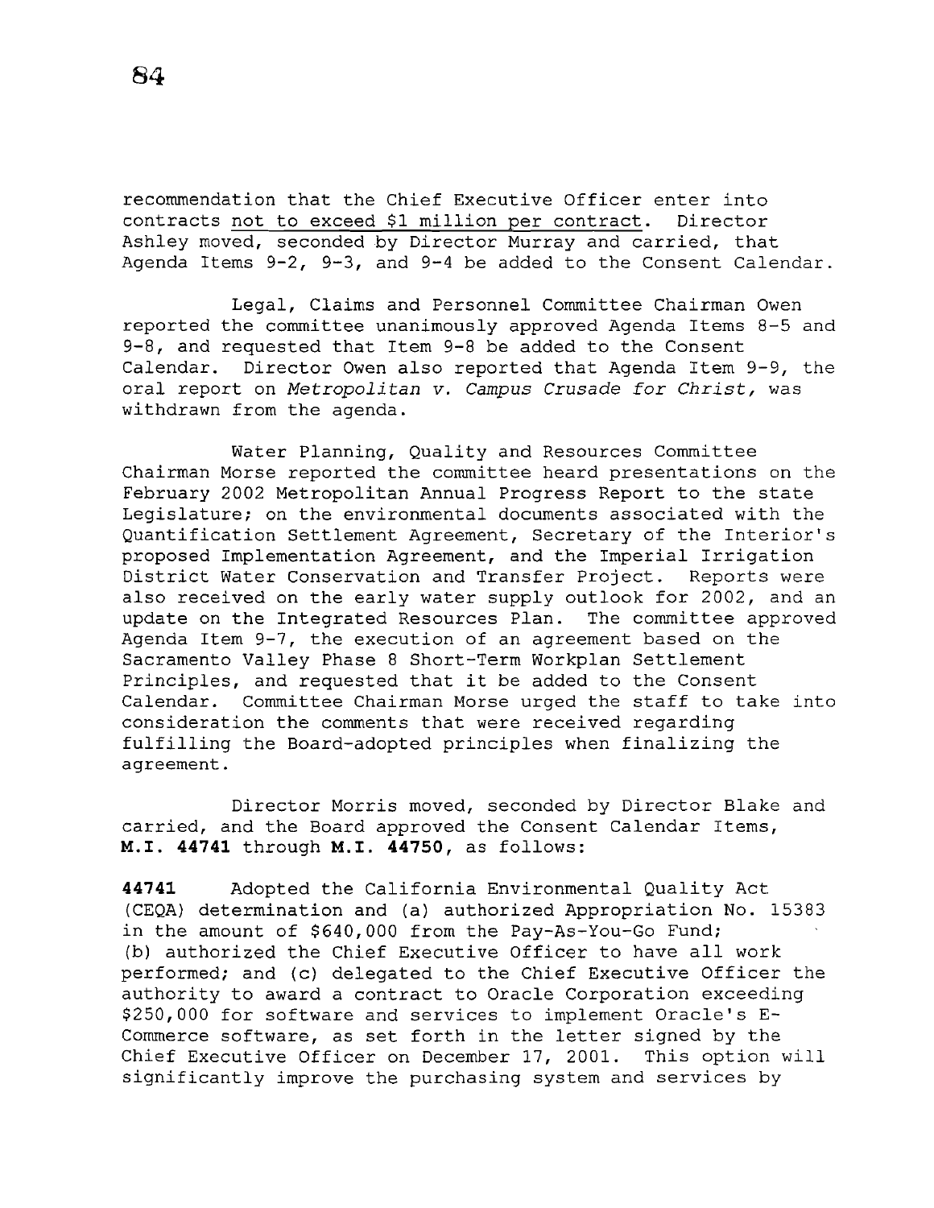recommendation that the Chief Executive Officer enter into contracts <u>not to exceed $1 million per contract</u>. Director Ashley moved, seconded by Director Murray and carried, that Agenda Items 9-2, 9-3, and 9-4 be added to the Consent Calendar.

Legal, Claims and Personnel Committee Chairman Owen reported the committee unanimously approved Agenda Items 8-5 and 9-8, and requested that Item 9-8 be added to the Consent Calendar. Director Owen also reported that Agenda Item 9-9, the oral report on *Metropolitan v. Campus Crusade for Christ*, was withdrawn from the agenda.

Water Planning, Quality and Resources Committee Chairman Morse reported the committee heard presentations on the February 2002 Metropolitan Annual Progress Report to the state Legislature; on the environmental documents associated with the Quantification Settlement Agreement, Secretary of the Interior's proposed Implementation Agreement, and the Imperial Irrigation District Water Conservation and Transfer Project. Reports were also received on the early water supply outlook for 2002, and an update on the Integrated Resources Plan. The committee approved Agenda Item 9-7, the execution of an agreement based on the Sacramento Valley Phase 8 Short-Term Workplan Settlement Principles, and requested that it be added to the Consent Calendar. Committee Chairman Morse urged the staff to take into consideration the comments that were received regarding fulfilling the Board-adopted principles when finalizing the agreement.

Director Morris moved, seconded by Director Blake and carried, and the Board approved the Consent Calendar Items, **M.I. 44741** through **M.I. 44750**, as follows:

**44741** Adopted the California Environmental Quality Act (CEQA) determination and (a) authorized Appropriation No. 15383 in the amount of $640,000 from the Pay-As-You-Go Fund; (b) authorized the Chief Executive Officer to have all work performed; and (c) delegated to the Chief Executive Officer the authority to award a contract to Oracle Corporation exceeding $250,000 for software and services to implement Oracle's E-Commerce software, as set forth in the letter signed by the Chief Executive Officer on December 17, 2001. This option will significantly improve the purchasing system and services by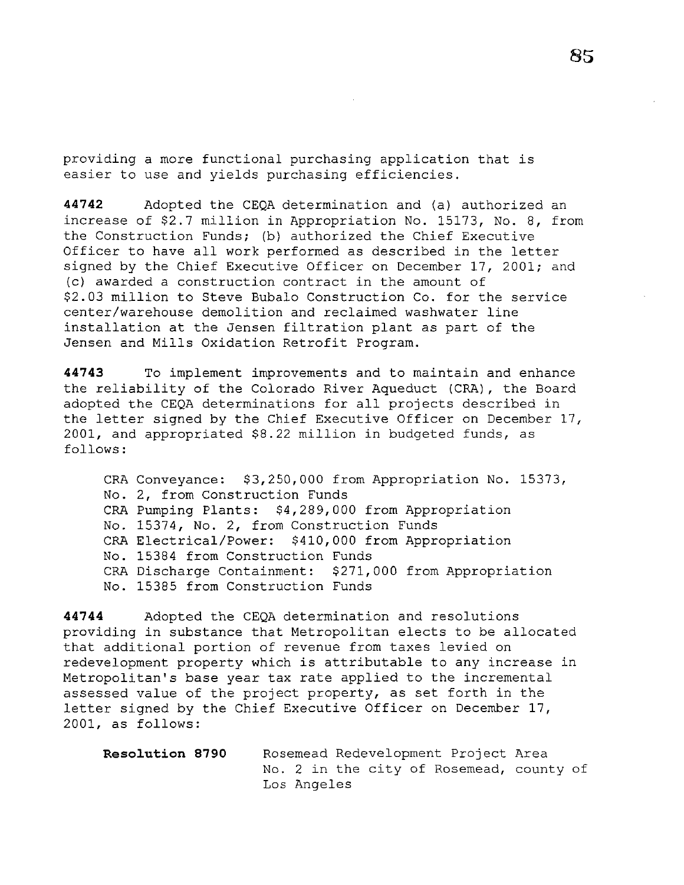providing a more functional purchasing application that is easier to use and yields purchasing efficiencies.

**44742** Adopted the CEQA determination and (a) authorized an increase of $2.7 million in Appropriation No. 15173, No. 8, from the Construction Funds; (b) authorized the Chief Executive Officer to have all work performed as described in the letter signed by the Chief Executive Officer on December 17, 2001; and (c) awarded a construction contract in the amount of $2.03 million to Steve Bubalo Construction Co. for the service center/warehouse demolition and reclaimed washwater line installation at the Jensen filtration plant as part of the Jensen and Mills Oxidation Retrofit Program.

**44743** To implement improvements and to maintain and enhance the reliability of the Colorado River Aqueduct (CRA), the Board adopted the CEQA determinations for all projects described in the letter signed by the Chief Executive Officer on December 17, 2001, and appropriated $8.22 million in budgeted funds, as follows:

CRA Conveyance: $3,250,000 from Appropriation No. 15373, No. 2, from Construction Funds
CRA Pumping Plants: $4,289,000 from Appropriation No. 15374, No. 2, from Construction Funds
CRA Electrical/Power: $410,000 from Appropriation No. 15384 from Construction Funds
CRA Discharge Containment: $271,000 from Appropriation No. 15385 from Construction Funds

**44744** Adopted the CEQA determination and resolutions providing in substance that Metropolitan elects to be allocated that additional portion of revenue from taxes levied on redevelopment property which is attributable to any increase in Metropolitan's base year tax rate applied to the incremental assessed value of the project property, as set forth in the letter signed by the Chief Executive Officer on December 17, 2001, as follows:

**Resolution 8790** Rosemead Redevelopment Project Area No. 2 in the city of Rosemead, county of Los Angeles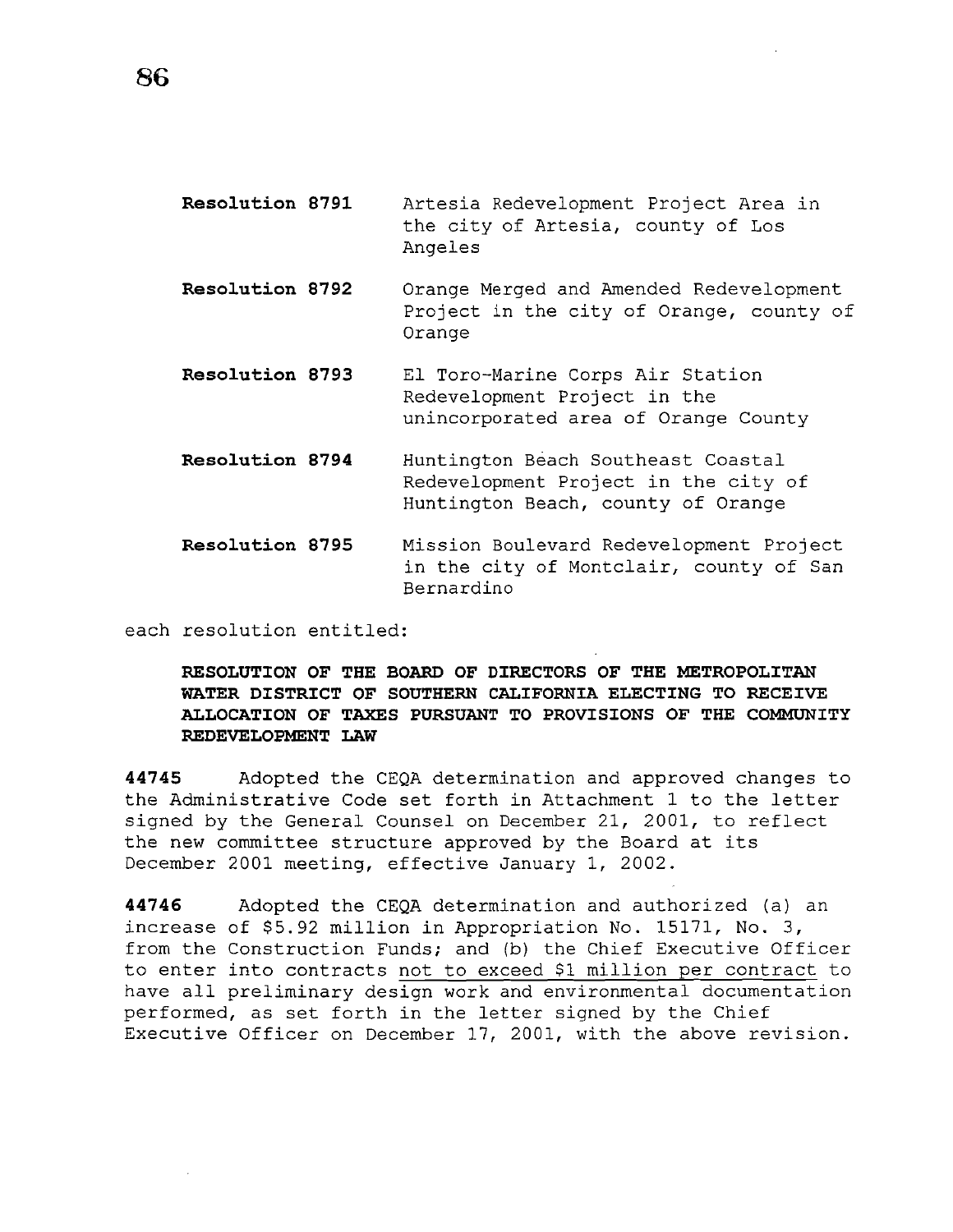**Resolution 8791** Artesia Redevelopment Project Area in the city of Artesia, county of Los Angeles

**Resolution 8792** Orange Merged and Amended Redevelopment Project in the city of Orange, county of Orange

**Resolution 8793** El Toro-Marine Corps Air Station Redevelopment Project in the unincorporated area of Orange County

**Resolution 8794** Huntington Beach Southeast Coastal Redevelopment Project in the city of Huntington Beach, county of Orange

**Resolution 8795** Mission Boulevard Redevelopment Project in the city of Montclair, county of San Bernardino

each resolution entitled:

**RESOLUTION OF THE BOARD OF DIRECTORS OF THE METROPOLITAN WATER DISTRICT OF SOUTHERN CALIFORNIA ELECTING TO RECEIVE ALLOCATION OF TAXES PURSUANT TO PROVISIONS OF THE COMMUNITY REDEVELOPMENT LAW**

**44745** Adopted the CEQA determination and approved changes to the Administrative Code set forth in Attachment 1 to the letter signed by the General Counsel on December 21, 2001, to reflect the new committee structure approved by the Board at its December 2001 meeting, effective January 1, 2002.

**44746** Adopted the CEQA determination and authorized (a) an increase of $5.92 million in Appropriation No. 15171, No. 3, from the Construction Funds; and (b) the Chief Executive Officer to enter into contracts <u>not to exceed $1 million per contract</u> to have all preliminary design work and environmental documentation performed, as set forth in the letter signed by the Chief Executive Officer on December 17, 2001, with the above revision.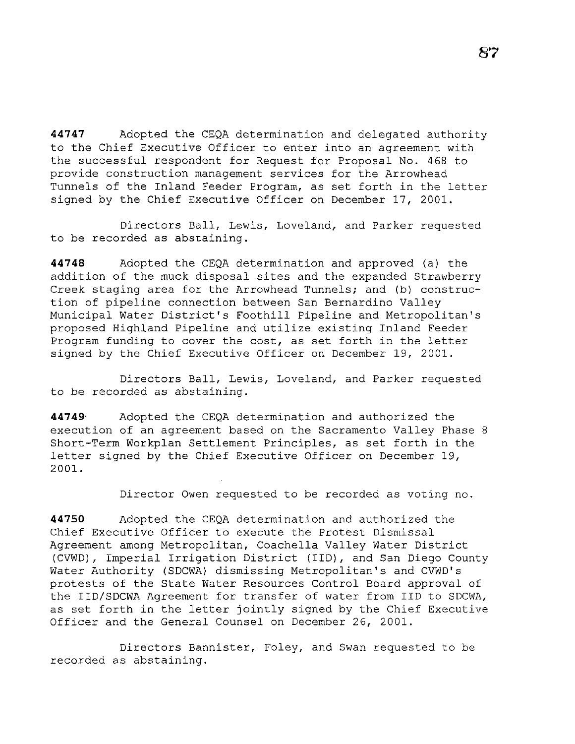**44747** Adopted the CEQA determination and delegated authority to the Chief Executive Officer to enter into an agreement with the successful respondent for Request for Proposal No. 468 to provide construction management services for the Arrowhead Tunnels of the Inland Feeder Program, as set forth in the letter signed by the Chief Executive Officer on December 17, 2001.

Directors Ball, Lewis, Loveland, and Parker requested to be recorded as abstaining.

**44748** Adopted the CEQA determination and approved (a) the addition of the muck disposal sites and the expanded Strawberry Creek staging area for the Arrowhead Tunnels; and (b) construction of pipeline connection between San Bernardino Valley Municipal Water District's Foothill Pipeline and Metropolitan's proposed Highland Pipeline and utilize existing Inland Feeder Program funding to cover the cost, as set forth in the letter signed by the Chief Executive Officer on December 19, 2001.

Directors Ball, Lewis, Loveland, and Parker requested to be recorded as abstaining.

**44749** Adopted the CEQA determination and authorized the execution of an agreement based on the Sacramento Valley Phase 8 Short-Term Workplan Settlement Principles, as set forth in the letter signed by the Chief Executive Officer on December 19, 2001.

Director Owen requested to be recorded as voting no.

**44750** Adopted the CEQA determination and authorized the Chief Executive Officer to execute the Protest Dismissal Agreement among Metropolitan, Coachella Valley Water District (CVWD), Imperial Irrigation District (IID), and San Diego County Water Authority (SDCWA) dismissing Metropolitan's and CVWD's protests of the State Water Resources Control Board approval of the IID/SDCWA Agreement for transfer of water from IID to SDCWA, as set forth in the letter jointly signed by the Chief Executive Officer and the General Counsel on December 26, 2001.

Directors Bannister, Foley, and Swan requested to be recorded as abstaining.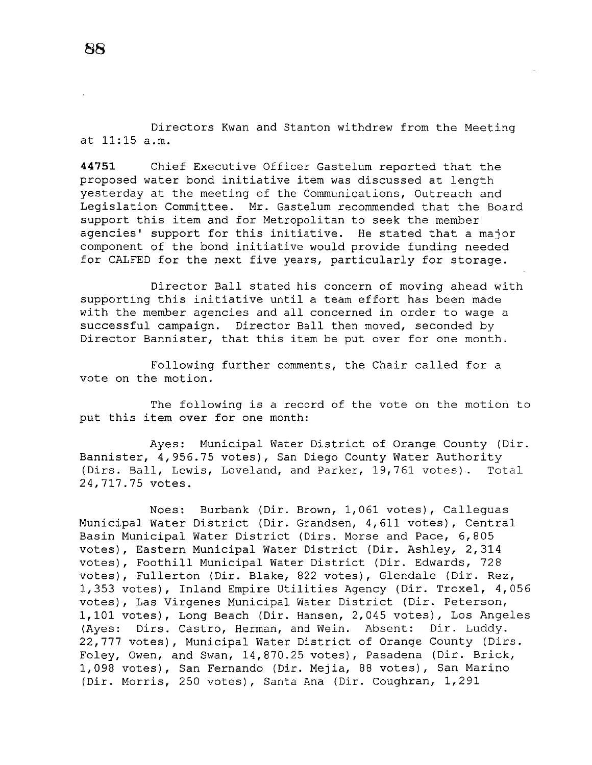Directors Kwan and Stanton withdrew from the Meeting at 11:15 a.m.

**44751** Chief Executive Officer Gastelum reported that the proposed water bond initiative item was discussed at length yesterday at the meeting of the Communications, Outreach and Legislation Committee. Mr. Gastelum recommended that the Board support this item and for Metropolitan to seek the member agencies' support for this initiative. He stated that a major component of the bond initiative would provide funding needed for CALFED for the next five years, particularly for storage.

Director Ball stated his concern of moving ahead with supporting this initiative until a team effort has been made with the member agencies and all concerned in order to wage a successful campaign. Director Ball then moved, seconded by Director Bannister, that this item be put over for one month.

Following further comments, the Chair called for a vote on the motion.

The following is a record of the vote on the motion to put this item over for one month:

Ayes: Municipal Water District of Orange County (Dir. Bannister, 4,956.75 votes), San Diego County Water Authority (Dirs. Ball, Lewis, Loveland, and Parker, 19,761 votes). Total 24,717.75 votes.

Noes: Burbank (Dir. Brown, 1,061 votes), Calleguas Municipal Water District (Dir. Grandsen, 4,611 votes), Central Basin Municipal Water District (Dirs. Morse and Pace, 6,805 votes), Eastern Municipal Water District (Dir. Ashley, 2,314 votes), Foothill Municipal Water District (Dir. Edwards, 728 votes), Fullerton (Dir. Blake, 822 votes), Glendale (Dir. Rez, 1,353 votes), Inland Empire Utilities Agency (Dir. Troxel, 4,056 votes), Las Virgenes Municipal Water District (Dir. Peterson, 1,101 votes), Long Beach (Dir. Hansen, 2,045 votes), Los Angeles (Ayes: Dirs. Castro, Herman, and Wein. Absent: Dir. Luddy. 22,777 votes), Municipal Water District of Orange County (Dirs. Foley, Owen, and Swan, 14,870.25 votes), Pasadena (Dir. Brick, 1,098 votes), San Fernando (Dir. Mejia, 88 votes), San Marino (Dir. Morris, 250 votes), Santa Ana (Dir. Coughran, 1,291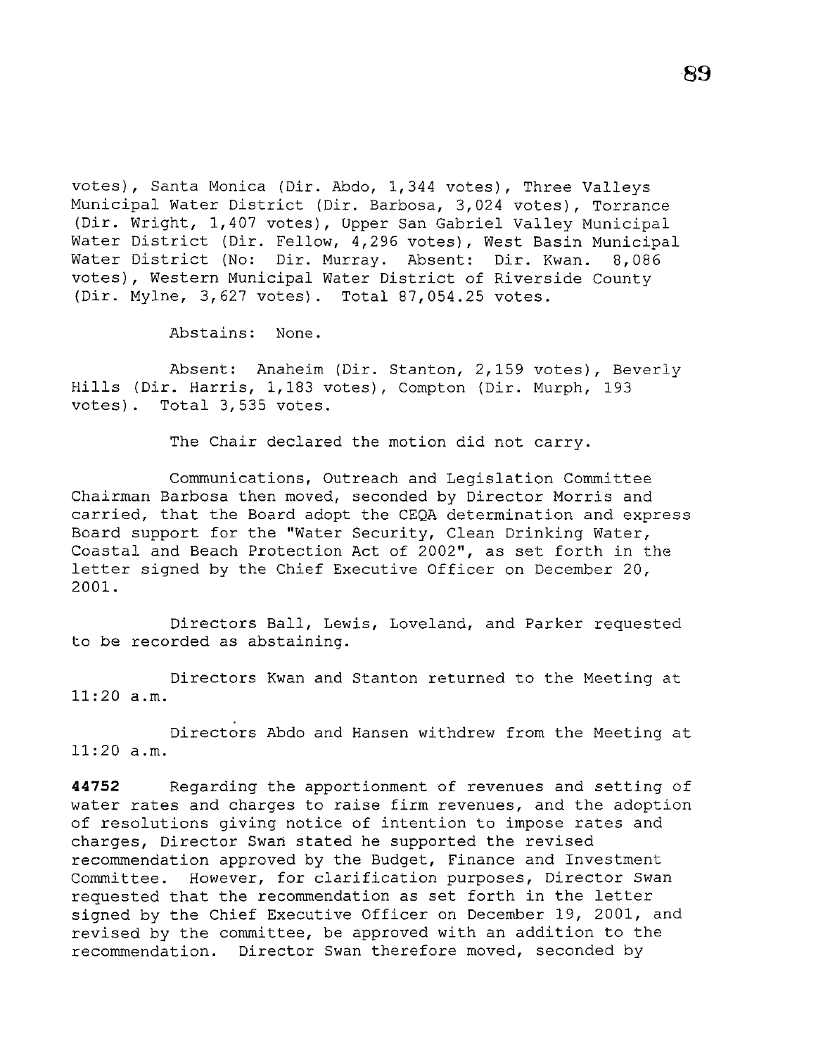votes), Santa Monica (Dir. Abdo, 1,344 votes), Three Valleys Municipal Water District (Dir. Barbosa, 3,024 votes), Torrance (Dir. Wright, 1,407 votes), Upper San Gabriel Valley Municipal Water District (Dir. Fellow, 4,296 votes), West Basin Municipal Water District (No: Dir. Murray. Absent: Dir. Kwan. 8,086 votes), Western Municipal Water District of Riverside County (Dir. Mylne, 3,627 votes). Total 87,054.25 votes.

Abstains: None.

Absent: Anaheim (Dir. Stanton, 2,159 votes), Beverly Hills (Dir. Harris, 1,183 votes), Compton (Dir. Murph, 193 votes). Total 3,535 votes.

The Chair declared the motion did not carry.

Communications, Outreach and Legislation Committee Chairman Barbosa then moved, seconded by Director Morris and carried, that the Board adopt the CEQA determination and express Board support for the "Water Security, Clean Drinking Water, Coastal and Beach Protection Act of 2002", as set forth in the letter signed by the Chief Executive Officer on December 20, 2001.

Directors Ball, Lewis, Loveland, and Parker requested to be recorded as abstaining.

Directors Kwan and Stanton returned to the Meeting at 11:20 a.m.

Directors Abdo and Hansen withdrew from the Meeting at 11:20 a.m.

**44752** Regarding the apportionment of revenues and setting of water rates and charges to raise firm revenues, and the adoption of resolutions giving notice of intention to impose rates and charges, Director Swan stated he supported the revised recommendation approved by the Budget, Finance and Investment Committee. However, for clarification purposes, Director Swan requested that the recommendation as set forth in the letter signed by the Chief Executive Officer on December 19, 2001, and revised by the committee, be approved with an addition to the recommendation. Director Swan therefore moved, seconded by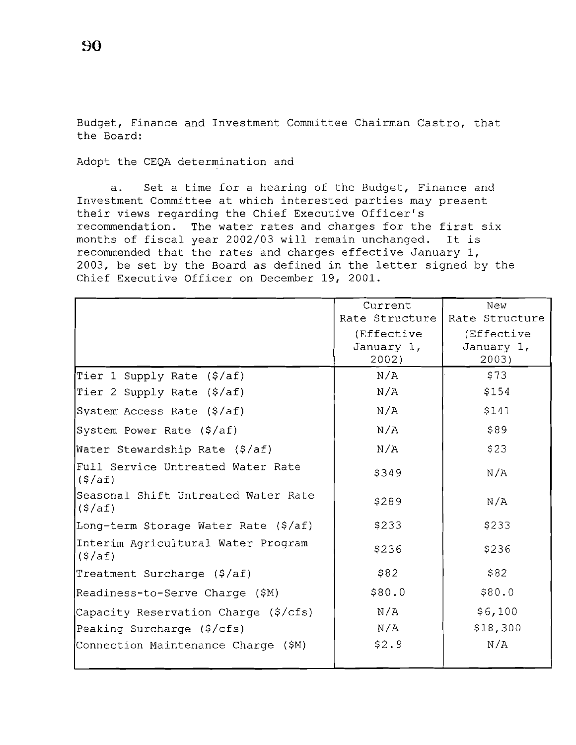Budget, Finance and Investment Committee Chairman Castro, that the Board:

Adopt the CEQA determination and

a. Set a time for a hearing of the Budget, Finance and Investment Committee at which interested parties may present their views regarding the Chief Executive Officer's recommendation. The water rates and charges for the first six months of fiscal year 2002/03 will remain unchanged. It is recommended that the rates and charges effective January 1, 2003, be set by the Board as defined in the letter signed by the Chief Executive Officer on December 19, 2001.

| | Current Rate Structure (Effective January 1, 2002) | New Rate Structure (Effective January 1, 2003) |
|---|---|---|
| Tier 1 Supply Rate ($/af) | N/A | $73 |
| Tier 2 Supply Rate ($/af) | N/A | $154 |
| System Access Rate ($/af) | N/A | $141 |
| System Power Rate ($/af) | N/A | $89 |
| Water Stewardship Rate ($/af) | N/A | $23 |
| Full Service Untreated Water Rate ($/af) | $349 | N/A |
| Seasonal Shift Untreated Water Rate ($/af) | $289 | N/A |
| Long-term Storage Water Rate ($/af) | $233 | $233 |
| Interim Agricultural Water Program ($/af) | $236 | $236 |
| Treatment Surcharge ($/af) | $82 | $82 |
| Readiness-to-Serve Charge ($M) | $80.0 | $80.0 |
| Capacity Reservation Charge ($/cfs) | N/A | $6,100 |
| Peaking Surcharge ($/cfs) | N/A | $18,300 |
| Connection Maintenance Charge ($M) | $2.9 | N/A |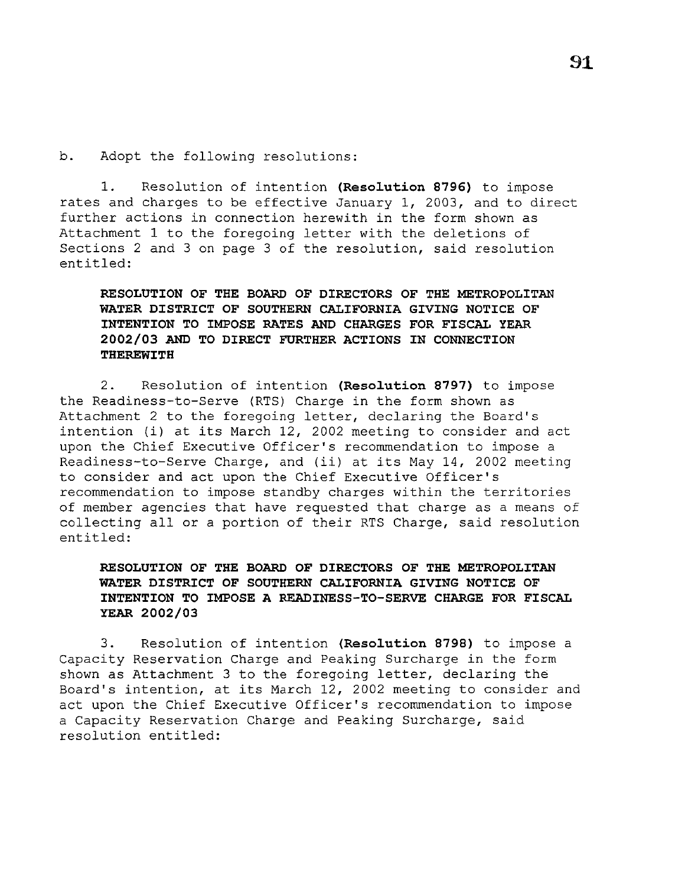b. Adopt the following resolutions:

1. Resolution of intention **(Resolution 8796)** to impose rates and charges to be effective January 1, 2003, and to direct further actions in connection herewith in the form shown as Attachment 1 to the foregoing letter with the deletions of Sections 2 and 3 on page 3 of the resolution, said resolution entitled:

> **RESOLUTION OF THE BOARD OF DIRECTORS OF THE METROPOLITAN WATER DISTRICT OF SOUTHERN CALIFORNIA GIVING NOTICE OF INTENTION TO IMPOSE RATES AND CHARGES FOR FISCAL YEAR 2002/03 AND TO DIRECT FURTHER ACTIONS IN CONNECTION THEREWITH**

2. Resolution of intention **(Resolution 8797)** to impose the Readiness-to-Serve (RTS) Charge in the form shown as Attachment 2 to the foregoing letter, declaring the Board's intention (i) at its March 12, 2002 meeting to consider and act upon the Chief Executive Officer's recommendation to impose a Readiness-to-Serve Charge, and (ii) at its May 14, 2002 meeting to consider and act upon the Chief Executive Officer's recommendation to impose standby charges within the territories of member agencies that have requested that charge as a means of collecting all or a portion of their RTS Charge, said resolution entitled:

> **RESOLUTION OF THE BOARD OF DIRECTORS OF THE METROPOLITAN WATER DISTRICT OF SOUTHERN CALIFORNIA GIVING NOTICE OF INTENTION TO IMPOSE A READINESS-TO-SERVE CHARGE FOR FISCAL YEAR 2002/03**

3. Resolution of intention **(Resolution 8798)** to impose a Capacity Reservation Charge and Peaking Surcharge in the form shown as Attachment 3 to the foregoing letter, declaring the Board's intention, at its March 12, 2002 meeting to consider and act upon the Chief Executive Officer's recommendation to impose a Capacity Reservation Charge and Peaking Surcharge, said resolution entitled: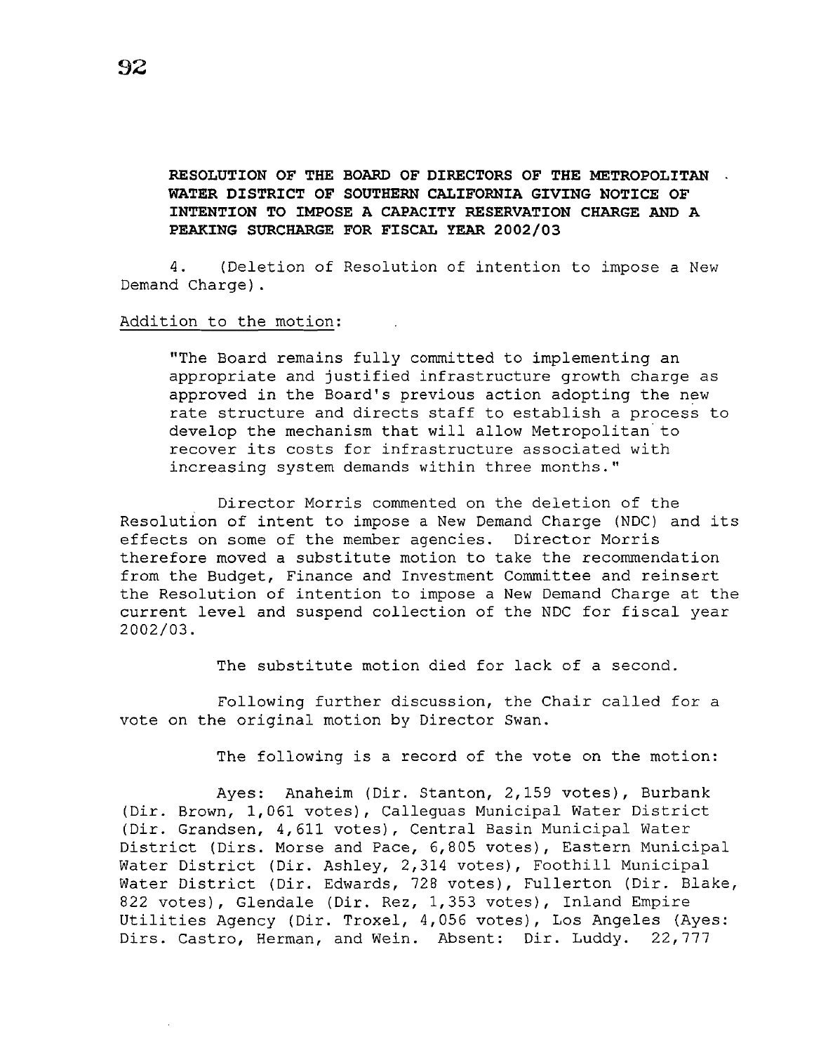**RESOLUTION OF THE BOARD OF DIRECTORS OF THE METROPOLITAN WATER DISTRICT OF SOUTHERN CALIFORNIA GIVING NOTICE OF INTENTION TO IMPOSE A CAPACITY RESERVATION CHARGE AND A PEAKING SURCHARGE FOR FISCAL YEAR 2002/03**

4. (Deletion of Resolution of intention to impose a New Demand Charge).

Addition to the motion:

> "The Board remains fully committed to implementing an appropriate and justified infrastructure growth charge as approved in the Board's previous action adopting the new rate structure and directs staff to establish a process to develop the mechanism that will allow Metropolitan to recover its costs for infrastructure associated with increasing system demands within three months."

Director Morris commented on the deletion of the Resolution of intent to impose a New Demand Charge (NDC) and its effects on some of the member agencies. Director Morris therefore moved a substitute motion to take the recommendation from the Budget, Finance and Investment Committee and reinsert the Resolution of intention to impose a New Demand Charge at the current level and suspend collection of the NDC for fiscal year 2002/03.

The substitute motion died for lack of a second.

Following further discussion, the Chair called for a vote on the original motion by Director Swan.

The following is a record of the vote on the motion:

Ayes: Anaheim (Dir. Stanton, 2,159 votes), Burbank (Dir. Brown, 1,061 votes), Calleguas Municipal Water District (Dir. Grandsen, 4,611 votes), Central Basin Municipal Water District (Dirs. Morse and Pace, 6,805 votes), Eastern Municipal Water District (Dir. Ashley, 2,314 votes), Foothill Municipal Water District (Dir. Edwards, 728 votes), Fullerton (Dir. Blake, 822 votes), Glendale (Dir. Rez, 1,353 votes), Inland Empire Utilities Agency (Dir. Troxel, 4,056 votes), Los Angeles (Ayes: Dirs. Castro, Herman, and Wein. Absent: Dir. Luddy. 22,777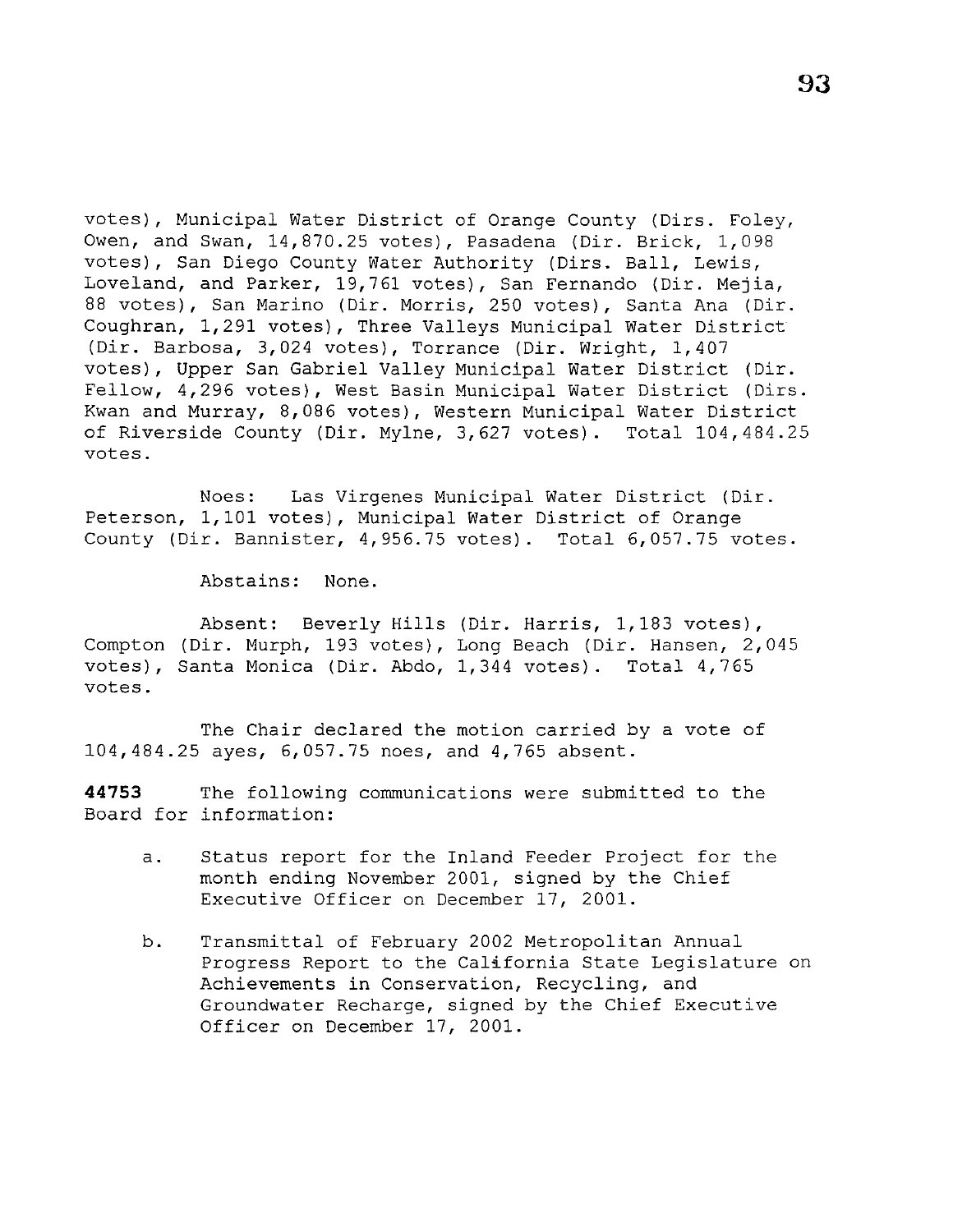votes), Municipal Water District of Orange County (Dirs. Foley, Owen, and Swan, 14,870.25 votes), Pasadena (Dir. Brick, 1,098 votes), San Diego County Water Authority (Dirs. Ball, Lewis, Loveland, and Parker, 19,761 votes), San Fernando (Dir. Mejia, 88 votes), San Marino (Dir. Morris, 250 votes), Santa Ana (Dir. Coughran, 1,291 votes), Three Valleys Municipal Water District (Dir. Barbosa, 3,024 votes), Torrance (Dir. Wright, 1,407 votes), Upper San Gabriel Valley Municipal Water District (Dir. Fellow, 4,296 votes), West Basin Municipal Water District (Dirs. Kwan and Murray, 8,086 votes), Western Municipal Water District of Riverside County (Dir. Mylne, 3,627 votes). Total 104,484.25 votes.

Noes: Las Virgenes Municipal Water District (Dir. Peterson, 1,101 votes), Municipal Water District of Orange County (Dir. Bannister, 4,956.75 votes). Total 6,057.75 votes.

Abstains: None.

Absent: Beverly Hills (Dir. Harris, 1,183 votes), Compton (Dir. Murph, 193 votes), Long Beach (Dir. Hansen, 2,045 votes), Santa Monica (Dir. Abdo, 1,344 votes). Total 4,765 votes.

The Chair declared the motion carried by a vote of 104,484.25 ayes, 6,057.75 noes, and 4,765 absent.

**44753** The following communications were submitted to the Board for information:

a. Status report for the Inland Feeder Project for the month ending November 2001, signed by the Chief Executive Officer on December 17, 2001.

b. Transmittal of February 2002 Metropolitan Annual Progress Report to the California State Legislature on Achievements in Conservation, Recycling, and Groundwater Recharge, signed by the Chief Executive Officer on December 17, 2001.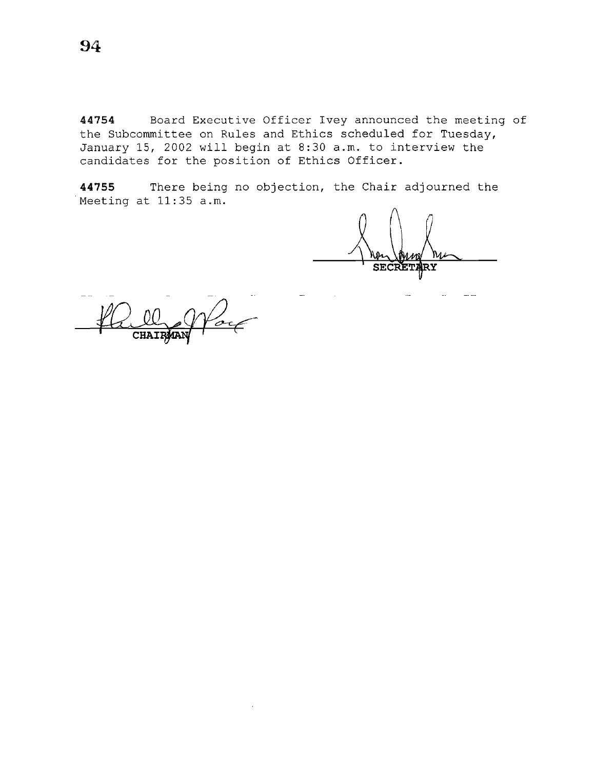**44754** Board Executive Officer Ivey announced the meeting of the Subcommittee on Rules and Ethics scheduled for Tuesday, January 15, 2002 will begin at 8:30 a.m. to interview the candidates for the position of Ethics Officer.

**44755** There being no objection, the Chair adjourned the Meeting at 11:35 a.m.

SECRETARY

CHAIRMAN